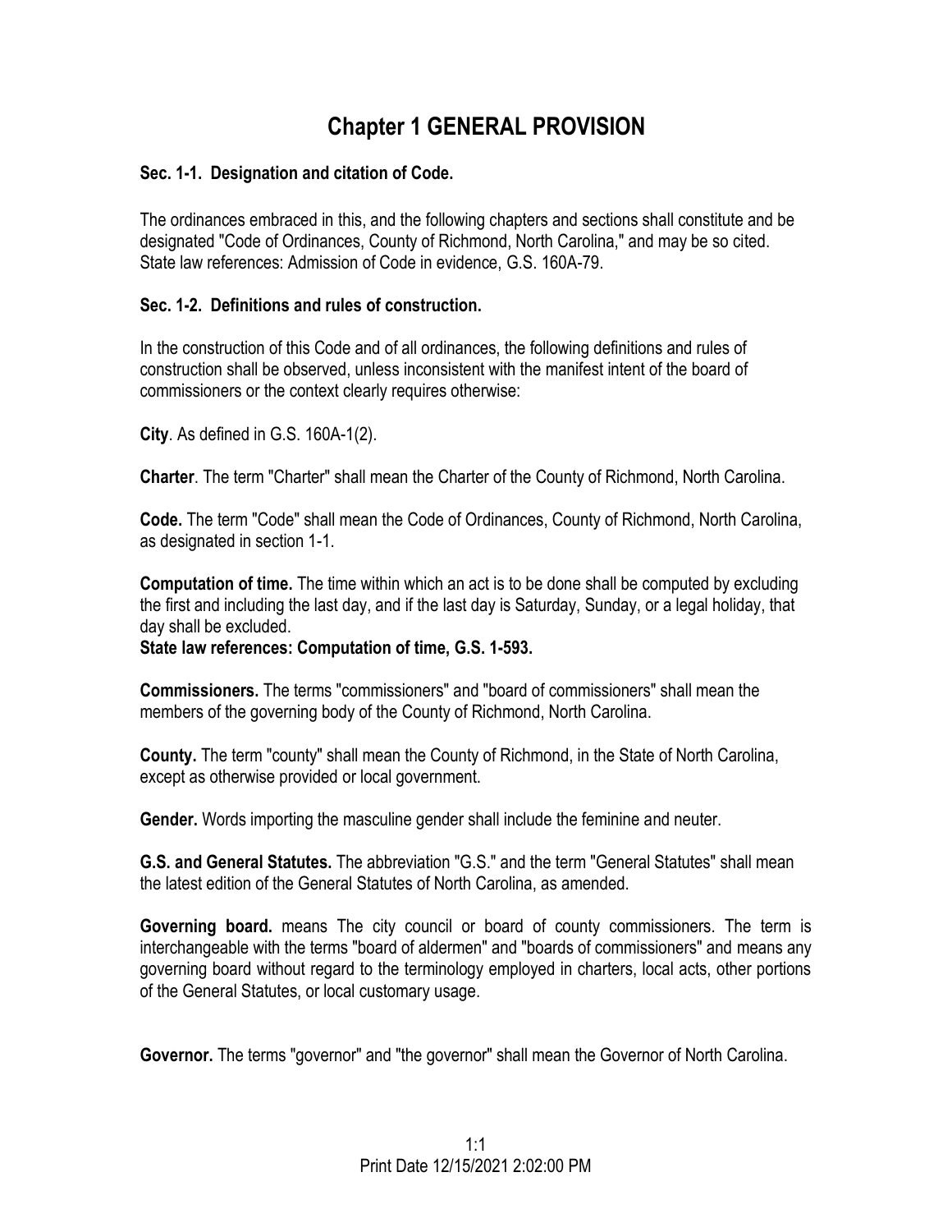# Chapter 1 GENERAL PROVISION

### Sec. 1-1. Designation and citation of Code.

The ordinances embraced in this, and the following chapters and sections shall constitute and be designated "Code of Ordinances, County of Richmond, North Carolina," and may be so cited. State law references: Admission of Code in evidence, G.S. 160A-79.

### Sec. 1-2. Definitions and rules of construction.

In the construction of this Code and of all ordinances, the following definitions and rules of construction shall be observed, unless inconsistent with the manifest intent of the board of commissioners or the context clearly requires otherwise:

**City**. As defined in G.S. 160A-1(2).

**Charter**. The term "Charter" shall mean the Charter of the County of Richmond, North Carolina.

**Code.** The term "Code" shall mean the Code of Ordinances, County of Richmond, North Carolina, as designated in section 1-1.

**Computation of time.** The time within which an act is to be done shall be computed by excluding the first and including the last day, and if the last day is Saturday, Sunday, or a legal holiday, that day shall be excluded.
**State law references: Computation of time, G.S. 1-593.**

**Commissioners.** The terms "commissioners" and "board of commissioners" shall mean the members of the governing body of the County of Richmond, North Carolina.

**County.** The term "county" shall mean the County of Richmond, in the State of North Carolina, except as otherwise provided or local government.

**Gender.** Words importing the masculine gender shall include the feminine and neuter.

**G.S. and General Statutes.** The abbreviation "G.S." and the term "General Statutes" shall mean the latest edition of the General Statutes of North Carolina, as amended.

**Governing board.** means The city council or board of county commissioners. The term is interchangeable with the terms "board of aldermen" and "boards of commissioners" and means any governing board without regard to the terminology employed in charters, local acts, other portions of the General Statutes, or local customary usage.

**Governor.** The terms "governor" and "the governor" shall mean the Governor of North Carolina.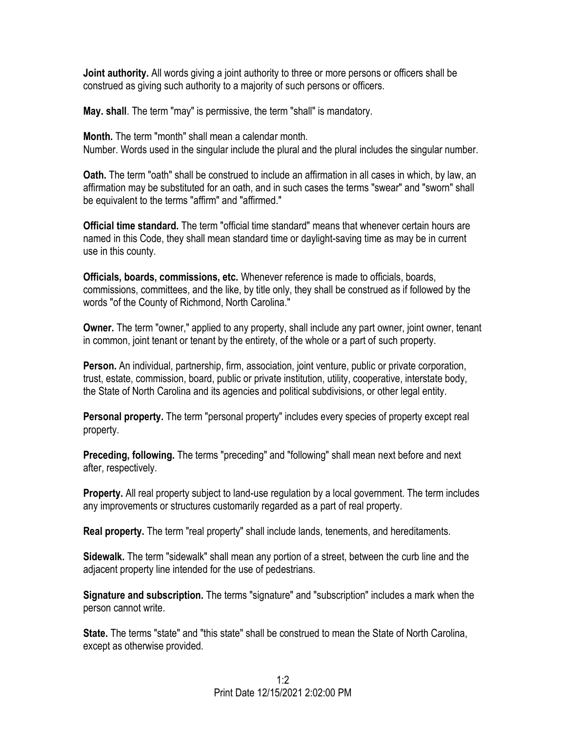**Joint authority.** All words giving a joint authority to three or more persons or officers shall be construed as giving such authority to a majority of such persons or officers.

**May. shall**. The term "may" is permissive, the term "shall" is mandatory.

**Month.** The term "month" shall mean a calendar month.
Number. Words used in the singular include the plural and the plural includes the singular number.

**Oath.** The term "oath" shall be construed to include an affirmation in all cases in which, by law, an affirmation may be substituted for an oath, and in such cases the terms "swear" and "sworn" shall be equivalent to the terms "affirm" and "affirmed."

**Official time standard.** The term "official time standard" means that whenever certain hours are named in this Code, they shall mean standard time or daylight-saving time as may be in current use in this county.

**Officials, boards, commissions, etc.** Whenever reference is made to officials, boards, commissions, committees, and the like, by title only, they shall be construed as if followed by the words "of the County of Richmond, North Carolina."

**Owner.** The term "owner," applied to any property, shall include any part owner, joint owner, tenant in common, joint tenant or tenant by the entirety, of the whole or a part of such property.

**Person.** An individual, partnership, firm, association, joint venture, public or private corporation, trust, estate, commission, board, public or private institution, utility, cooperative, interstate body, the State of North Carolina and its agencies and political subdivisions, or other legal entity.

**Personal property.** The term "personal property" includes every species of property except real property.

**Preceding, following.** The terms "preceding" and "following" shall mean next before and next after, respectively.

**Property.** All real property subject to land-use regulation by a local government. The term includes any improvements or structures customarily regarded as a part of real property.

**Real property.** The term "real property" shall include lands, tenements, and hereditaments.

**Sidewalk.** The term "sidewalk" shall mean any portion of a street, between the curb line and the adjacent property line intended for the use of pedestrians.

**Signature and subscription.** The terms "signature" and "subscription" includes a mark when the person cannot write.

**State.** The terms "state" and "this state" shall be construed to mean the State of North Carolina, except as otherwise provided.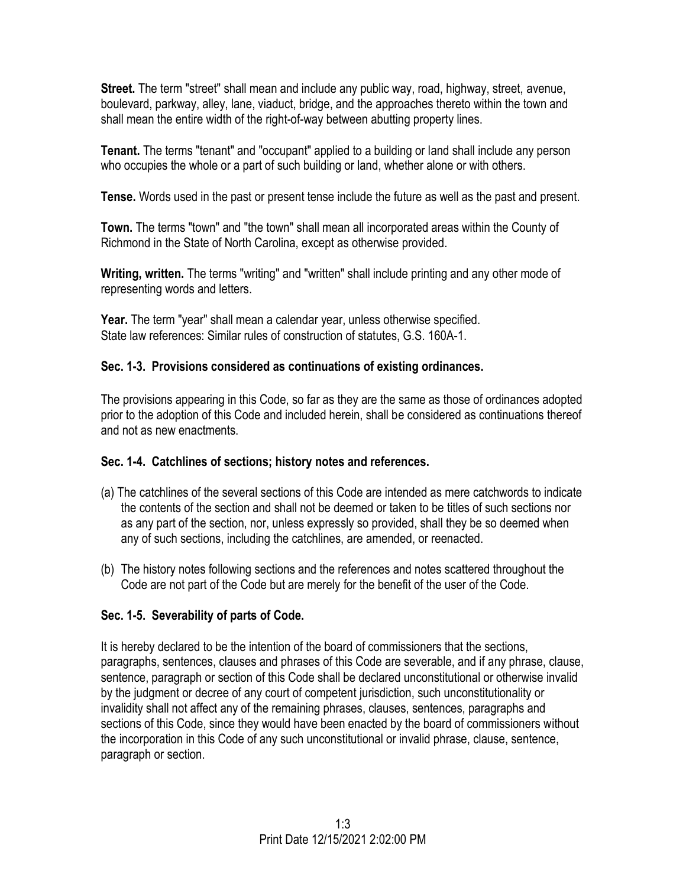**Street.** The term "street" shall mean and include any public way, road, highway, street, avenue, boulevard, parkway, alley, lane, viaduct, bridge, and the approaches thereto within the town and shall mean the entire width of the right-of-way between abutting property lines.

**Tenant.** The terms "tenant" and "occupant" applied to a building or land shall include any person who occupies the whole or a part of such building or land, whether alone or with others.

**Tense.** Words used in the past or present tense include the future as well as the past and present.

**Town.** The terms "town" and "the town" shall mean all incorporated areas within the County of Richmond in the State of North Carolina, except as otherwise provided.

**Writing, written.** The terms "writing" and "written" shall include printing and any other mode of representing words and letters.

**Year.** The term "year" shall mean a calendar year, unless otherwise specified.
State law references: Similar rules of construction of statutes, G.S. 160A-1.

### Sec. 1-3. Provisions considered as continuations of existing ordinances.

The provisions appearing in this Code, so far as they are the same as those of ordinances adopted prior to the adoption of this Code and included herein, shall be considered as continuations thereof and not as new enactments.

### Sec. 1-4. Catchlines of sections; history notes and references.

(a) The catchlines of the several sections of this Code are intended as mere catchwords to indicate the contents of the section and shall not be deemed or taken to be titles of such sections nor as any part of the section, nor, unless expressly so provided, shall they be so deemed when any of such sections, including the catchlines, are amended, or reenacted.

(b) The history notes following sections and the references and notes scattered throughout the Code are not part of the Code but are merely for the benefit of the user of the Code.

### Sec. 1-5. Severability of parts of Code.

It is hereby declared to be the intention of the board of commissioners that the sections, paragraphs, sentences, clauses and phrases of this Code are severable, and if any phrase, clause, sentence, paragraph or section of this Code shall be declared unconstitutional or otherwise invalid by the judgment or decree of any court of competent jurisdiction, such unconstitutionality or invalidity shall not affect any of the remaining phrases, clauses, sentences, paragraphs and sections of this Code, since they would have been enacted by the board of commissioners without the incorporation in this Code of any such unconstitutional or invalid phrase, clause, sentence, paragraph or section.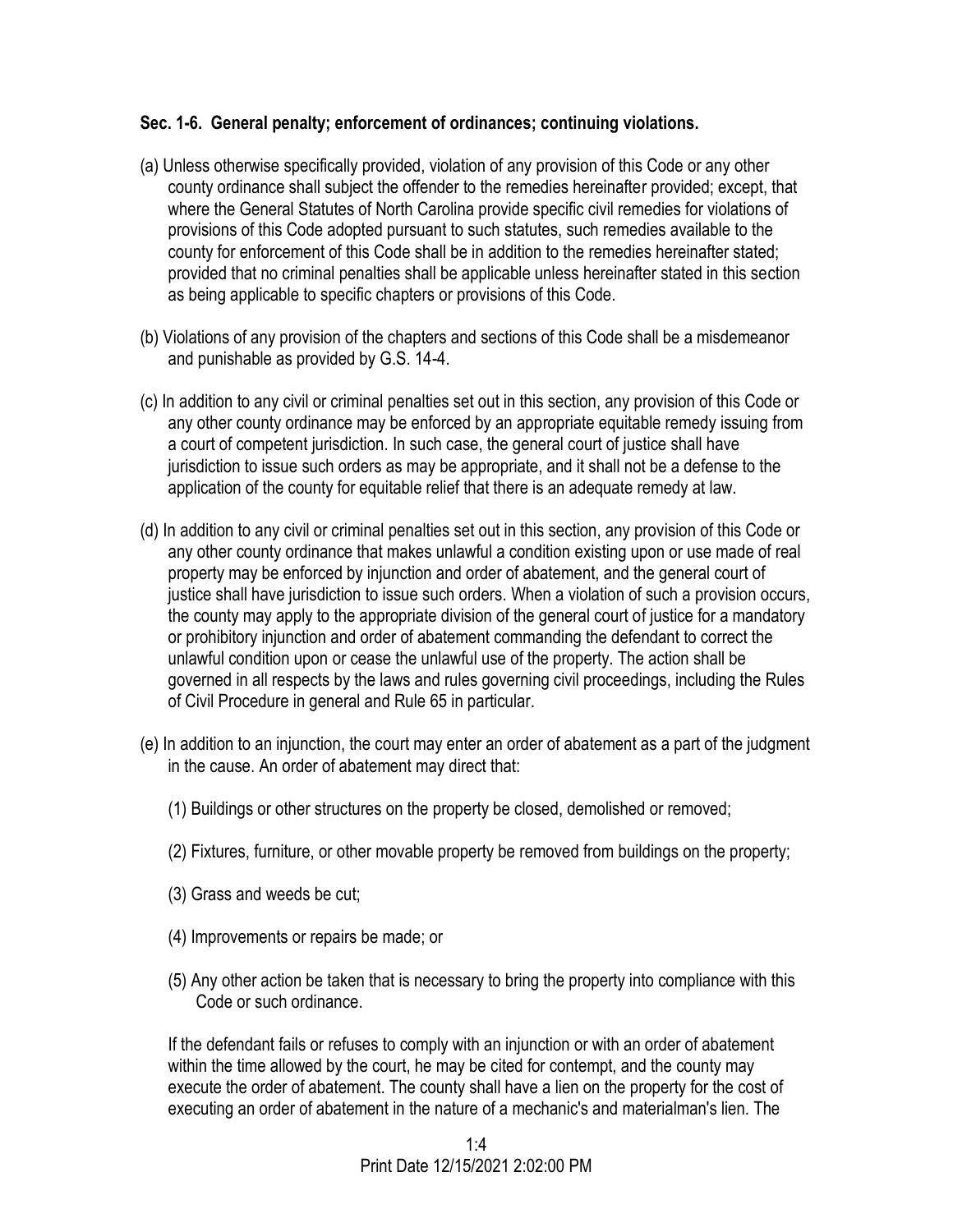**Sec. 1-6. General penalty; enforcement of ordinances; continuing violations.**

(a) Unless otherwise specifically provided, violation of any provision of this Code or any other county ordinance shall subject the offender to the remedies hereinafter provided; except, that where the General Statutes of North Carolina provide specific civil remedies for violations of provisions of this Code adopted pursuant to such statutes, such remedies available to the county for enforcement of this Code shall be in addition to the remedies hereinafter stated; provided that no criminal penalties shall be applicable unless hereinafter stated in this section as being applicable to specific chapters or provisions of this Code.

(b) Violations of any provision of the chapters and sections of this Code shall be a misdemeanor and punishable as provided by G.S. 14-4.

(c) In addition to any civil or criminal penalties set out in this section, any provision of this Code or any other county ordinance may be enforced by an appropriate equitable remedy issuing from a court of competent jurisdiction. In such case, the general court of justice shall have jurisdiction to issue such orders as may be appropriate, and it shall not be a defense to the application of the county for equitable relief that there is an adequate remedy at law.

(d) In addition to any civil or criminal penalties set out in this section, any provision of this Code or any other county ordinance that makes unlawful a condition existing upon or use made of real property may be enforced by injunction and order of abatement, and the general court of justice shall have jurisdiction to issue such orders. When a violation of such a provision occurs, the county may apply to the appropriate division of the general court of justice for a mandatory or prohibitory injunction and order of abatement commanding the defendant to correct the unlawful condition upon or cease the unlawful use of the property. The action shall be governed in all respects by the laws and rules governing civil proceedings, including the Rules of Civil Procedure in general and Rule 65 in particular.

(e) In addition to an injunction, the court may enter an order of abatement as a part of the judgment in the cause. An order of abatement may direct that:

(1) Buildings or other structures on the property be closed, demolished or removed;

(2) Fixtures, furniture, or other movable property be removed from buildings on the property;

(3) Grass and weeds be cut;

(4) Improvements or repairs be made; or

(5) Any other action be taken that is necessary to bring the property into compliance with this Code or such ordinance.

If the defendant fails or refuses to comply with an injunction or with an order of abatement within the time allowed by the court, he may be cited for contempt, and the county may execute the order of abatement. The county shall have a lien on the property for the cost of executing an order of abatement in the nature of a mechanic's and materialman's lien. The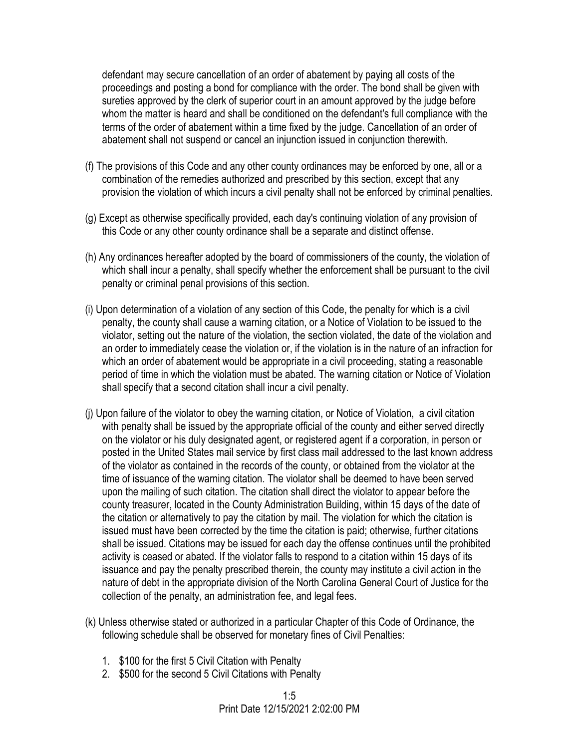defendant may secure cancellation of an order of abatement by paying all costs of the proceedings and posting a bond for compliance with the order. The bond shall be given with sureties approved by the clerk of superior court in an amount approved by the judge before whom the matter is heard and shall be conditioned on the defendant's full compliance with the terms of the order of abatement within a time fixed by the judge. Cancellation of an order of abatement shall not suspend or cancel an injunction issued in conjunction therewith.

(f) The provisions of this Code and any other county ordinances may be enforced by one, all or a combination of the remedies authorized and prescribed by this section, except that any provision the violation of which incurs a civil penalty shall not be enforced by criminal penalties.

(g) Except as otherwise specifically provided, each day's continuing violation of any provision of this Code or any other county ordinance shall be a separate and distinct offense.

(h) Any ordinances hereafter adopted by the board of commissioners of the county, the violation of which shall incur a penalty, shall specify whether the enforcement shall be pursuant to the civil penalty or criminal penal provisions of this section.

(i) Upon determination of a violation of any section of this Code, the penalty for which is a civil penalty, the county shall cause a warning citation, or a Notice of Violation to be issued to the violator, setting out the nature of the violation, the section violated, the date of the violation and an order to immediately cease the violation or, if the violation is in the nature of an infraction for which an order of abatement would be appropriate in a civil proceeding, stating a reasonable period of time in which the violation must be abated. The warning citation or Notice of Violation shall specify that a second citation shall incur a civil penalty.

(j) Upon failure of the violator to obey the warning citation, or Notice of Violation, a civil citation with penalty shall be issued by the appropriate official of the county and either served directly on the violator or his duly designated agent, or registered agent if a corporation, in person or posted in the United States mail service by first class mail addressed to the last known address of the violator as contained in the records of the county, or obtained from the violator at the time of issuance of the warning citation. The violator shall be deemed to have been served upon the mailing of such citation. The citation shall direct the violator to appear before the county treasurer, located in the County Administration Building, within 15 days of the date of the citation or alternatively to pay the citation by mail. The violation for which the citation is issued must have been corrected by the time the citation is paid; otherwise, further citations shall be issued. Citations may be issued for each day the offense continues until the prohibited activity is ceased or abated. If the violator falls to respond to a citation within 15 days of its issuance and pay the penalty prescribed therein, the county may institute a civil action in the nature of debt in the appropriate division of the North Carolina General Court of Justice for the collection of the penalty, an administration fee, and legal fees.

(k) Unless otherwise stated or authorized in a particular Chapter of this Code of Ordinance, the following schedule shall be observed for monetary fines of Civil Penalties:

1. $100 for the first 5 Civil Citation with Penalty
2. $500 for the second 5 Civil Citations with Penalty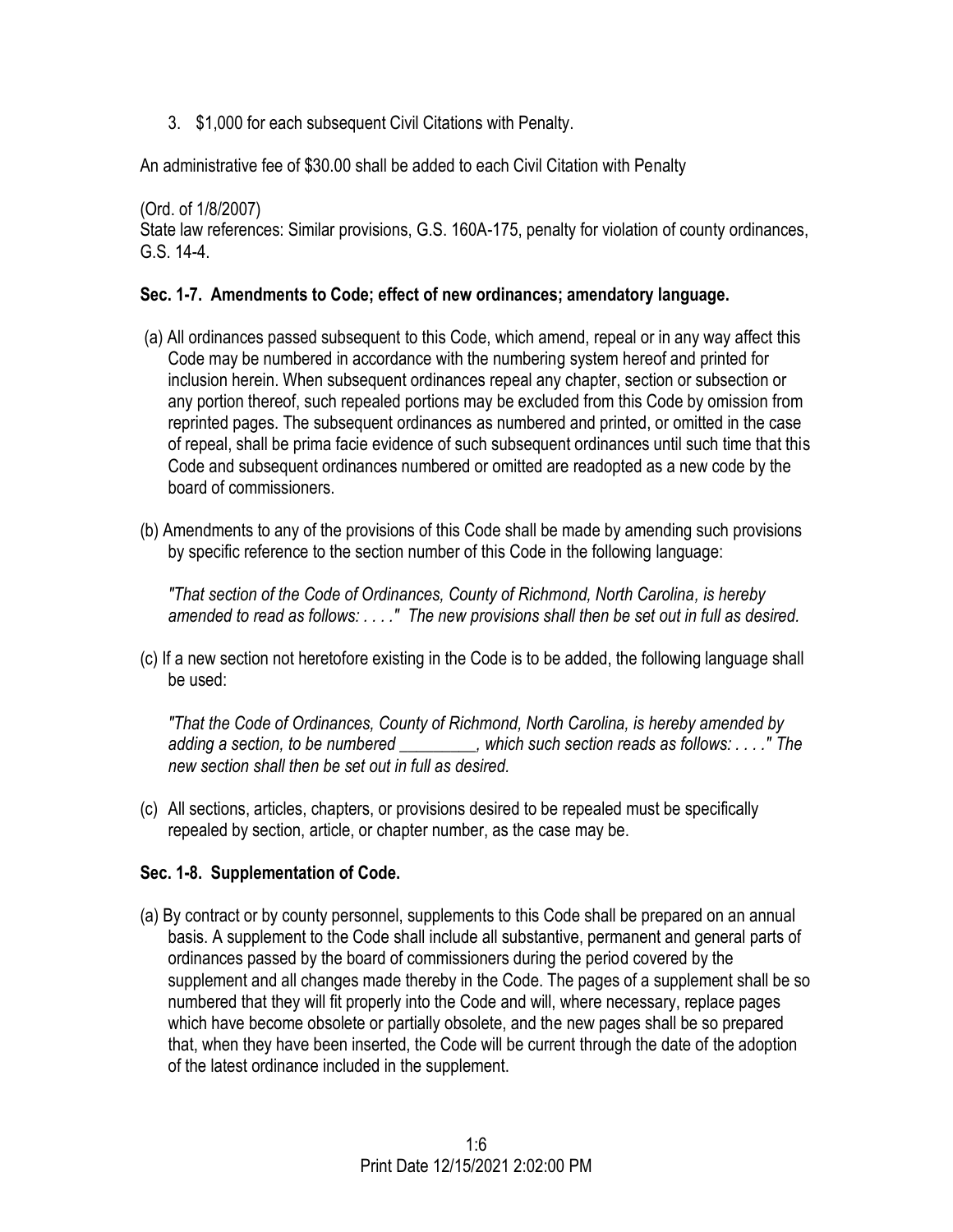3. $1,000 for each subsequent Civil Citations with Penalty.

An administrative fee of $30.00 shall be added to each Civil Citation with Penalty

(Ord. of 1/8/2007)
State law references: Similar provisions, G.S. 160A-175, penalty for violation of county ordinances, G.S. 14-4.

**Sec. 1-7. Amendments to Code; effect of new ordinances; amendatory language.**

(a) All ordinances passed subsequent to this Code, which amend, repeal or in any way affect this Code may be numbered in accordance with the numbering system hereof and printed for inclusion herein. When subsequent ordinances repeal any chapter, section or subsection or any portion thereof, such repealed portions may be excluded from this Code by omission from reprinted pages. The subsequent ordinances as numbered and printed, or omitted in the case of repeal, shall be prima facie evidence of such subsequent ordinances until such time that this Code and subsequent ordinances numbered or omitted are readopted as a new code by the board of commissioners.

(b) Amendments to any of the provisions of this Code shall be made by amending such provisions by specific reference to the section number of this Code in the following language:

*"That section of the Code of Ordinances, County of Richmond, North Carolina, is hereby amended to read as follows: . . . ." The new provisions shall then be set out in full as desired.*

(c) If a new section not heretofore existing in the Code is to be added, the following language shall be used:

*"That the Code of Ordinances, County of Richmond, North Carolina, is hereby amended by adding a section, to be numbered _________, which such section reads as follows: . . . ." The new section shall then be set out in full as desired.*

(c) All sections, articles, chapters, or provisions desired to be repealed must be specifically repealed by section, article, or chapter number, as the case may be.

**Sec. 1-8. Supplementation of Code.**

(a) By contract or by county personnel, supplements to this Code shall be prepared on an annual basis. A supplement to the Code shall include all substantive, permanent and general parts of ordinances passed by the board of commissioners during the period covered by the supplement and all changes made thereby in the Code. The pages of a supplement shall be so numbered that they will fit properly into the Code and will, where necessary, replace pages which have become obsolete or partially obsolete, and the new pages shall be so prepared that, when they have been inserted, the Code will be current through the date of the adoption of the latest ordinance included in the supplement.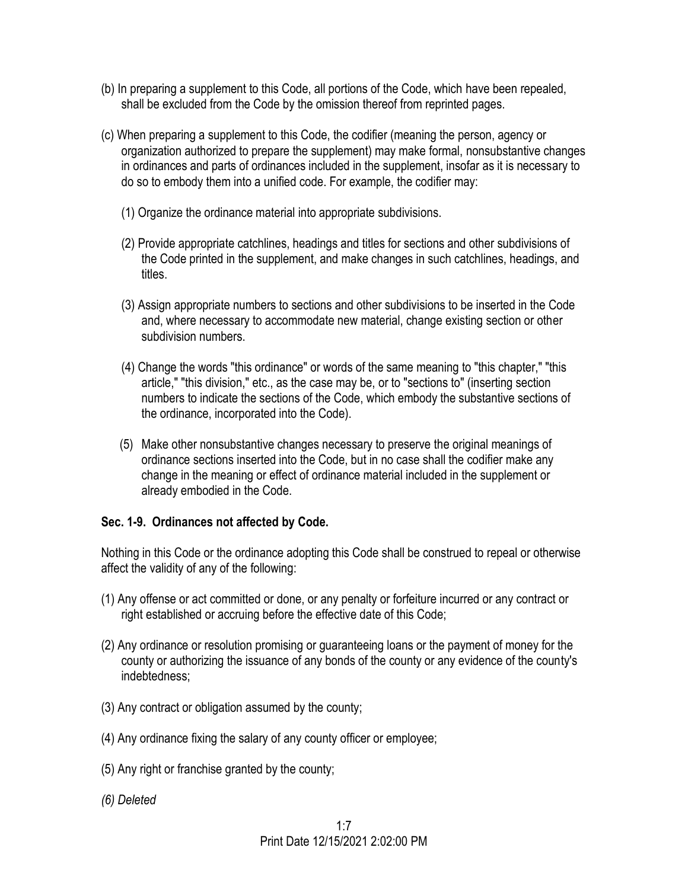(b) In preparing a supplement to this Code, all portions of the Code, which have been repealed, shall be excluded from the Code by the omission thereof from reprinted pages.

(c) When preparing a supplement to this Code, the codifier (meaning the person, agency or organization authorized to prepare the supplement) may make formal, nonsubstantive changes in ordinances and parts of ordinances included in the supplement, insofar as it is necessary to do so to embody them into a unified code. For example, the codifier may:

(1) Organize the ordinance material into appropriate subdivisions.

(2) Provide appropriate catchlines, headings and titles for sections and other subdivisions of the Code printed in the supplement, and make changes in such catchlines, headings, and titles.

(3) Assign appropriate numbers to sections and other subdivisions to be inserted in the Code and, where necessary to accommodate new material, change existing section or other subdivision numbers.

(4) Change the words "this ordinance" or words of the same meaning to "this chapter," "this article," "this division," etc., as the case may be, or to "sections to" (inserting section numbers to indicate the sections of the Code, which embody the substantive sections of the ordinance, incorporated into the Code).

(5) Make other nonsubstantive changes necessary to preserve the original meanings of ordinance sections inserted into the Code, but in no case shall the codifier make any change in the meaning or effect of ordinance material included in the supplement or already embodied in the Code.

**Sec. 1-9. Ordinances not affected by Code.**

Nothing in this Code or the ordinance adopting this Code shall be construed to repeal or otherwise affect the validity of any of the following:

(1) Any offense or act committed or done, or any penalty or forfeiture incurred or any contract or right established or accruing before the effective date of this Code;

(2) Any ordinance or resolution promising or guaranteeing loans or the payment of money for the county or authorizing the issuance of any bonds of the county or any evidence of the county's indebtedness;

(3) Any contract or obligation assumed by the county;

(4) Any ordinance fixing the salary of any county officer or employee;

(5) Any right or franchise granted by the county;

*(6) Deleted*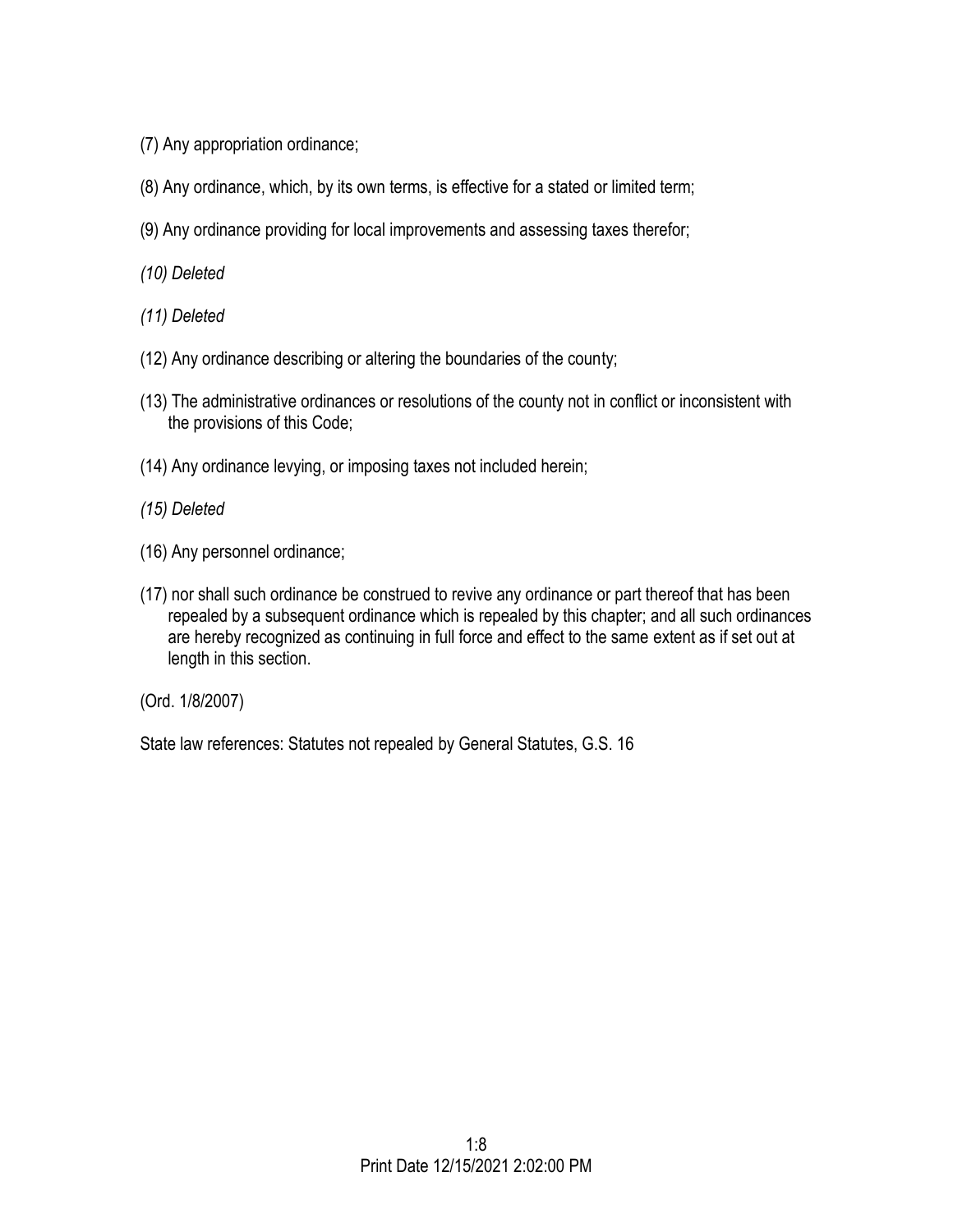(7) Any appropriation ordinance;

(8) Any ordinance, which, by its own terms, is effective for a stated or limited term;

(9) Any ordinance providing for local improvements and assessing taxes therefor;

*(10) Deleted*

*(11) Deleted*

(12) Any ordinance describing or altering the boundaries of the county;

(13) The administrative ordinances or resolutions of the county not in conflict or inconsistent with the provisions of this Code;

(14) Any ordinance levying, or imposing taxes not included herein;

*(15) Deleted*

(16) Any personnel ordinance;

(17) nor shall such ordinance be construed to revive any ordinance or part thereof that has been repealed by a subsequent ordinance which is repealed by this chapter; and all such ordinances are hereby recognized as continuing in full force and effect to the same extent as if set out at length in this section.

(Ord. 1/8/2007)

State law references: Statutes not repealed by General Statutes, G.S. 16